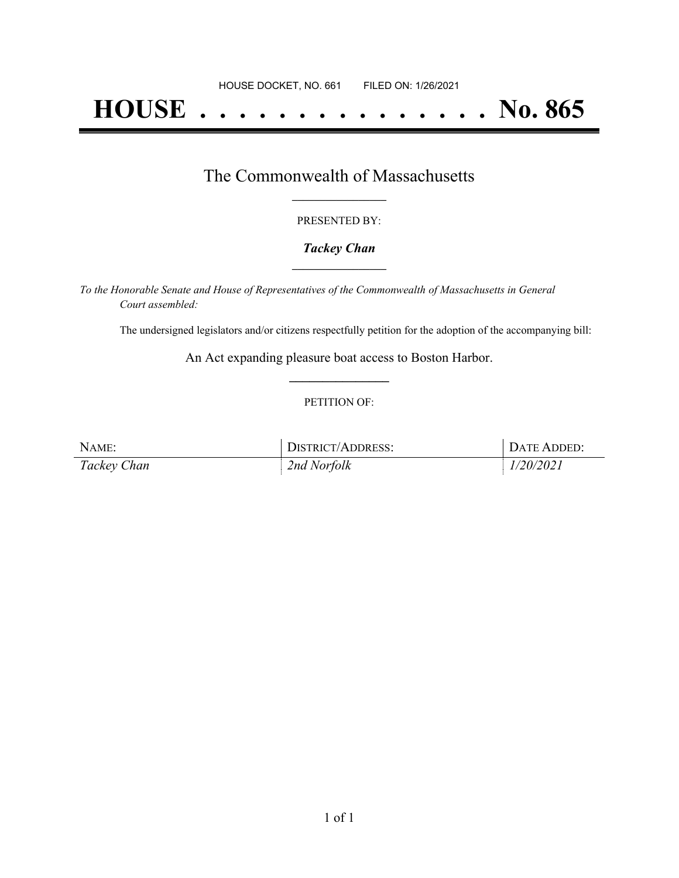HOUSE DOCKET, NO. 661 FILED ON: 1/26/2021

# HOUSE . . . . . . . . . . . . . . . No. 865

## The Commonwealth of Massachusetts

PRESENTED BY:

***Tackey Chan***

*To the Honorable Senate and House of Representatives of the Commonwealth of Massachusetts in General Court assembled:*

The undersigned legislators and/or citizens respectfully petition for the adoption of the accompanying bill:

An Act expanding pleasure boat access to Boston Harbor.

PETITION OF:

| NAME: | DISTRICT/ADDRESS: | DATE ADDED: |
| --- | --- | --- |
| *Tackey Chan* | *2nd Norfolk* | *1/20/2021* |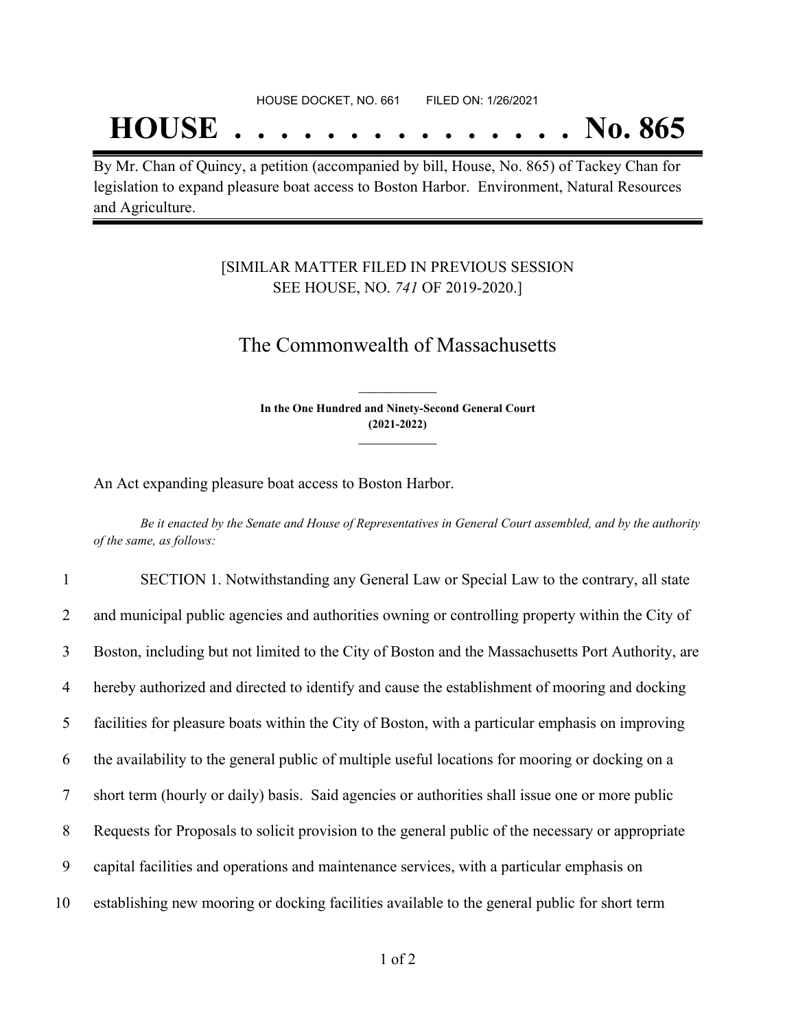HOUSE DOCKET, NO. 661 FILED ON: 1/26/2021

# HOUSE . . . . . . . . . . . . . . . No. 865

By Mr. Chan of Quincy, a petition (accompanied by bill, House, No. 865) of Tackey Chan for legislation to expand pleasure boat access to Boston Harbor. Environment, Natural Resources and Agriculture.

[SIMILAR MATTER FILED IN PREVIOUS SESSION SEE HOUSE, NO. *741* OF 2019-2020.]

## The Commonwealth of Massachusetts

**In the One Hundred and Ninety-Second General Court (2021-2022)**

An Act expanding pleasure boat access to Boston Harbor.

*Be it enacted by the Senate and House of Representatives in General Court assembled, and by the authority of the same, as follows:*

1 SECTION 1. Notwithstanding any General Law or Special Law to the contrary, all state
2 and municipal public agencies and authorities owning or controlling property within the City of
3 Boston, including but not limited to the City of Boston and the Massachusetts Port Authority, are
4 hereby authorized and directed to identify and cause the establishment of mooring and docking
5 facilities for pleasure boats within the City of Boston, with a particular emphasis on improving
6 the availability to the general public of multiple useful locations for mooring or docking on a
7 short term (hourly or daily) basis. Said agencies or authorities shall issue one or more public
8 Requests for Proposals to solicit provision to the general public of the necessary or appropriate
9 capital facilities and operations and maintenance services, with a particular emphasis on
10 establishing new mooring or docking facilities available to the general public for short term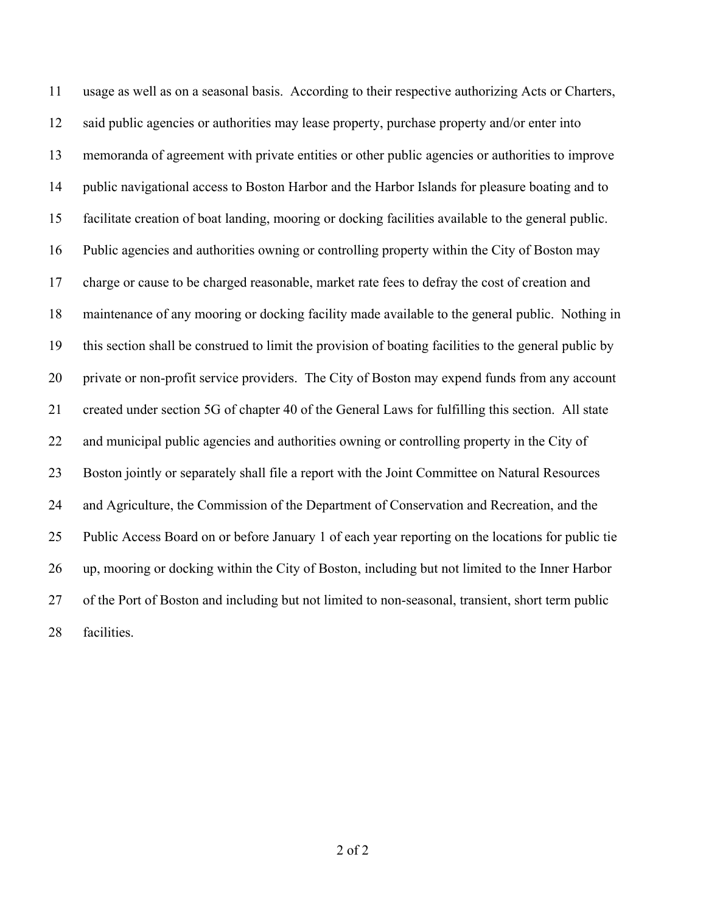usage as well as on a seasonal basis. According to their respective authorizing Acts or Charters, said public agencies or authorities may lease property, purchase property and/or enter into memoranda of agreement with private entities or other public agencies or authorities to improve public navigational access to Boston Harbor and the Harbor Islands for pleasure boating and to facilitate creation of boat landing, mooring or docking facilities available to the general public. Public agencies and authorities owning or controlling property within the City of Boston may charge or cause to be charged reasonable, market rate fees to defray the cost of creation and maintenance of any mooring or docking facility made available to the general public. Nothing in this section shall be construed to limit the provision of boating facilities to the general public by private or non-profit service providers. The City of Boston may expend funds from any account created under section 5G of chapter 40 of the General Laws for fulfilling this section. All state and municipal public agencies and authorities owning or controlling property in the City of Boston jointly or separately shall file a report with the Joint Committee on Natural Resources and Agriculture, the Commission of the Department of Conservation and Recreation, and the Public Access Board on or before January 1 of each year reporting on the locations for public tie up, mooring or docking within the City of Boston, including but not limited to the Inner Harbor of the Port of Boston and including but not limited to non-seasonal, transient, short term public facilities.